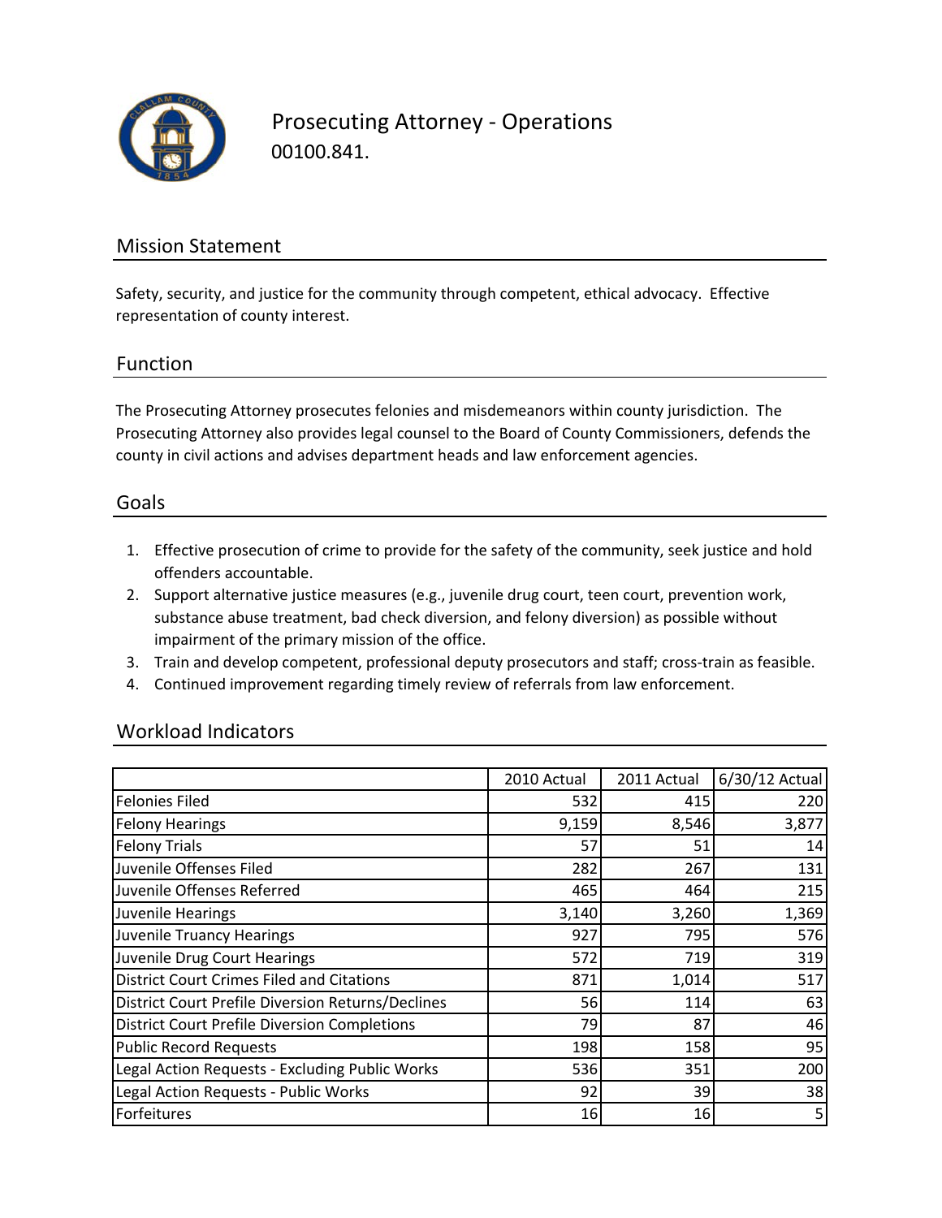# Prosecuting Attorney - Operations

00100.841.

## Mission Statement

Safety, security, and justice for the community through competent, ethical advocacy. Effective representation of county interest.

## Function

The Prosecuting Attorney prosecutes felonies and misdemeanors within county jurisdiction. The Prosecuting Attorney also provides legal counsel to the Board of County Commissioners, defends the county in civil actions and advises department heads and law enforcement agencies.

## Goals

1. Effective prosecution of crime to provide for the safety of the community, seek justice and hold offenders accountable.
2. Support alternative justice measures (e.g., juvenile drug court, teen court, prevention work, substance abuse treatment, bad check diversion, and felony diversion) as possible without impairment of the primary mission of the office.
3. Train and develop competent, professional deputy prosecutors and staff; cross-train as feasible.
4. Continued improvement regarding timely review of referrals from law enforcement.

## Workload Indicators

| | 2010 Actual | 2011 Actual | 6/30/12 Actual |
|---|---:|---:|---:|
| Felonies Filed | 532 | 415 | 220 |
| Felony Hearings | 9,159 | 8,546 | 3,877 |
| Felony Trials | 57 | 51 | 14 |
| Juvenile Offenses Filed | 282 | 267 | 131 |
| Juvenile Offenses Referred | 465 | 464 | 215 |
| Juvenile Hearings | 3,140 | 3,260 | 1,369 |
| Juvenile Truancy Hearings | 927 | 795 | 576 |
| Juvenile Drug Court Hearings | 572 | 719 | 319 |
| District Court Crimes Filed and Citations | 871 | 1,014 | 517 |
| District Court Prefile Diversion Returns/Declines | 56 | 114 | 63 |
| District Court Prefile Diversion Completions | 79 | 87 | 46 |
| Public Record Requests | 198 | 158 | 95 |
| Legal Action Requests - Excluding Public Works | 536 | 351 | 200 |
| Legal Action Requests - Public Works | 92 | 39 | 38 |
| Forfeitures | 16 | 16 | 5 |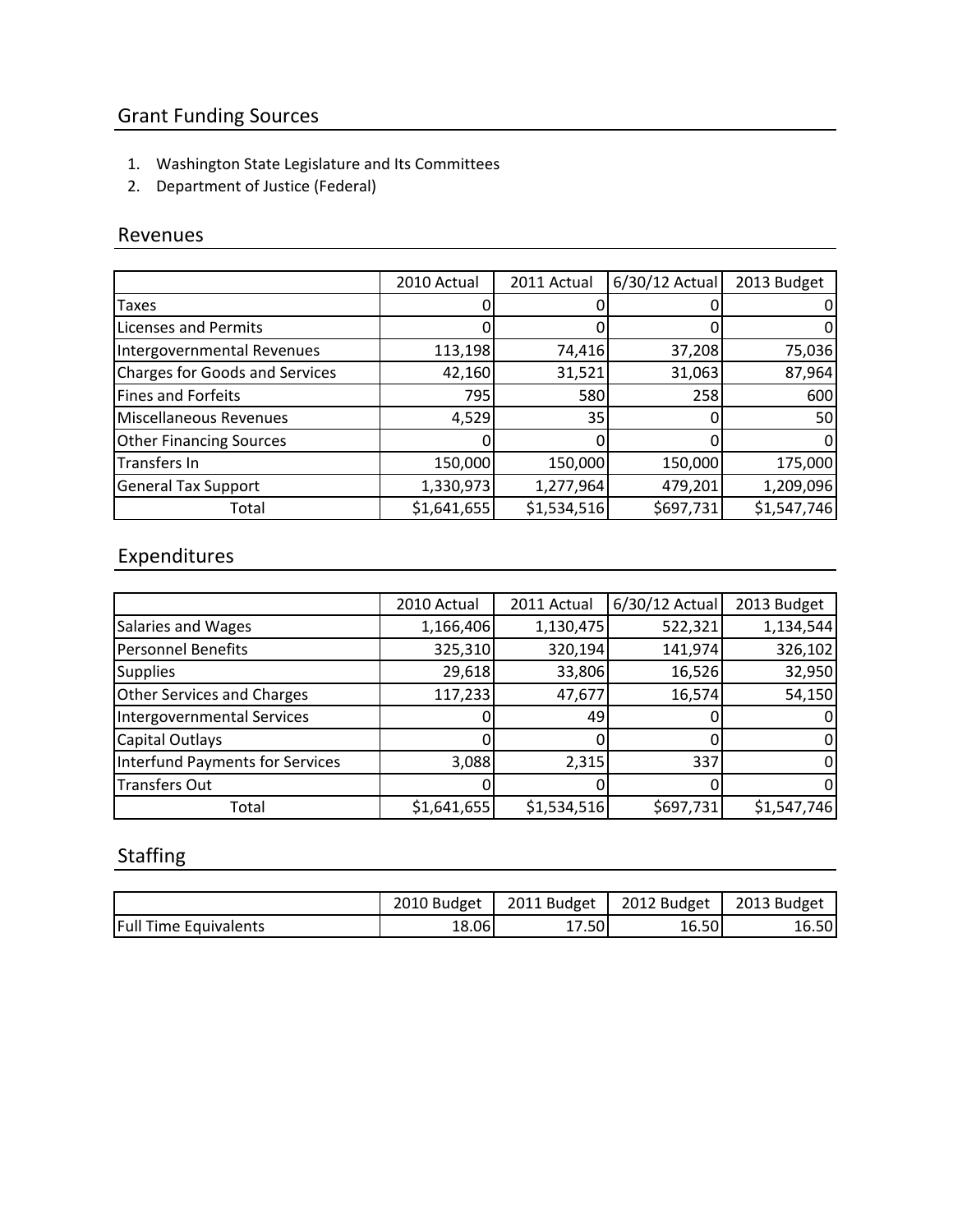## Grant Funding Sources

1. Washington State Legislature and Its Committees
2. Department of Justice (Federal)

## Revenues

| | 2010 Actual | 2011 Actual | 6/30/12 Actual | 2013 Budget |
|---|---|---|---|---|
| Taxes | 0 | 0 | 0 | 0 |
| Licenses and Permits | 0 | 0 | 0 | 0 |
| Intergovernmental Revenues | 113,198 | 74,416 | 37,208 | 75,036 |
| Charges for Goods and Services | 42,160 | 31,521 | 31,063 | 87,964 |
| Fines and Forfeits | 795 | 580 | 258 | 600 |
| Miscellaneous Revenues | 4,529 | 35 | 0 | 50 |
| Other Financing Sources | 0 | 0 | 0 | 0 |
| Transfers In | 150,000 | 150,000 | 150,000 | 175,000 |
| General Tax Support | 1,330,973 | 1,277,964 | 479,201 | 1,209,096 |
| Total | $1,641,655 | $1,534,516 | $697,731 | $1,547,746 |

## Expenditures

| | 2010 Actual | 2011 Actual | 6/30/12 Actual | 2013 Budget |
|---|---|---|---|---|
| Salaries and Wages | 1,166,406 | 1,130,475 | 522,321 | 1,134,544 |
| Personnel Benefits | 325,310 | 320,194 | 141,974 | 326,102 |
| Supplies | 29,618 | 33,806 | 16,526 | 32,950 |
| Other Services and Charges | 117,233 | 47,677 | 16,574 | 54,150 |
| Intergovernmental Services | 0 | 49 | 0 | 0 |
| Capital Outlays | 0 | 0 | 0 | 0 |
| Interfund Payments for Services | 3,088 | 2,315 | 337 | 0 |
| Transfers Out | 0 | 0 | 0 | 0 |
| Total | $1,641,655 | $1,534,516 | $697,731 | $1,547,746 |

## Staffing

| | 2010 Budget | 2011 Budget | 2012 Budget | 2013 Budget |
|---|---|---|---|---|
| Full Time Equivalents | 18.06 | 17.50 | 16.50 | 16.50 |